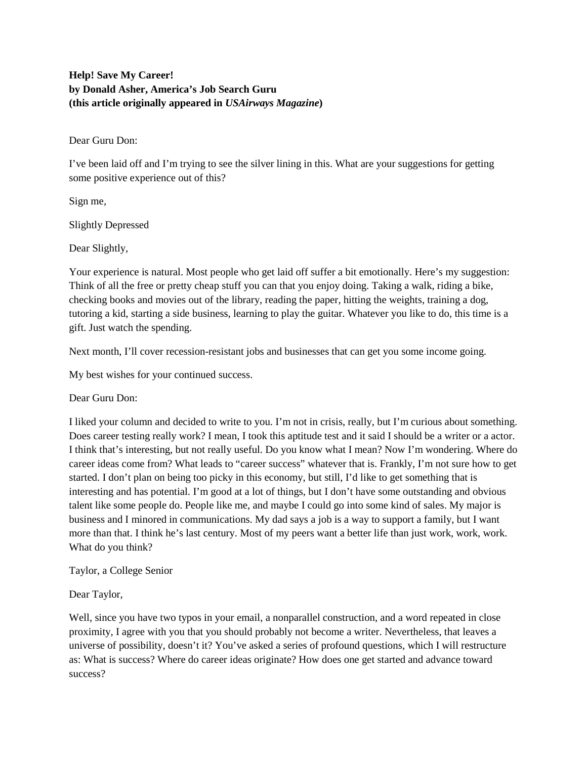**Help! Save My Career!**
**by Donald Asher, America's Job Search Guru**
**(this article originally appeared in *USAirways Magazine*)**

Dear Guru Don:

I've been laid off and I'm trying to see the silver lining in this. What are your suggestions for getting some positive experience out of this?

Sign me,

Slightly Depressed

Dear Slightly,

Your experience is natural. Most people who get laid off suffer a bit emotionally. Here's my suggestion: Think of all the free or pretty cheap stuff you can that you enjoy doing. Taking a walk, riding a bike, checking books and movies out of the library, reading the paper, hitting the weights, training a dog, tutoring a kid, starting a side business, learning to play the guitar. Whatever you like to do, this time is a gift. Just watch the spending.

Next month, I'll cover recession-resistant jobs and businesses that can get you some income going.

My best wishes for your continued success.

Dear Guru Don:

I liked your column and decided to write to you. I'm not in crisis, really, but I'm curious about something. Does career testing really work? I mean, I took this aptitude test and it said I should be a writer or a actor. I think that's interesting, but not really useful. Do you know what I mean? Now I'm wondering. Where do career ideas come from? What leads to "career success" whatever that is. Frankly, I'm not sure how to get started. I don't plan on being too picky in this economy, but still, I'd like to get something that is interesting and has potential. I'm good at a lot of things, but I don't have some outstanding and obvious talent like some people do. People like me, and maybe I could go into some kind of sales. My major is business and I minored in communications. My dad says a job is a way to support a family, but I want more than that. I think he's last century. Most of my peers want a better life than just work, work, work. What do you think?

Taylor, a College Senior

Dear Taylor,

Well, since you have two typos in your email, a nonparallel construction, and a word repeated in close proximity, I agree with you that you should probably not become a writer. Nevertheless, that leaves a universe of possibility, doesn't it? You've asked a series of profound questions, which I will restructure as: What is success? Where do career ideas originate? How does one get started and advance toward success?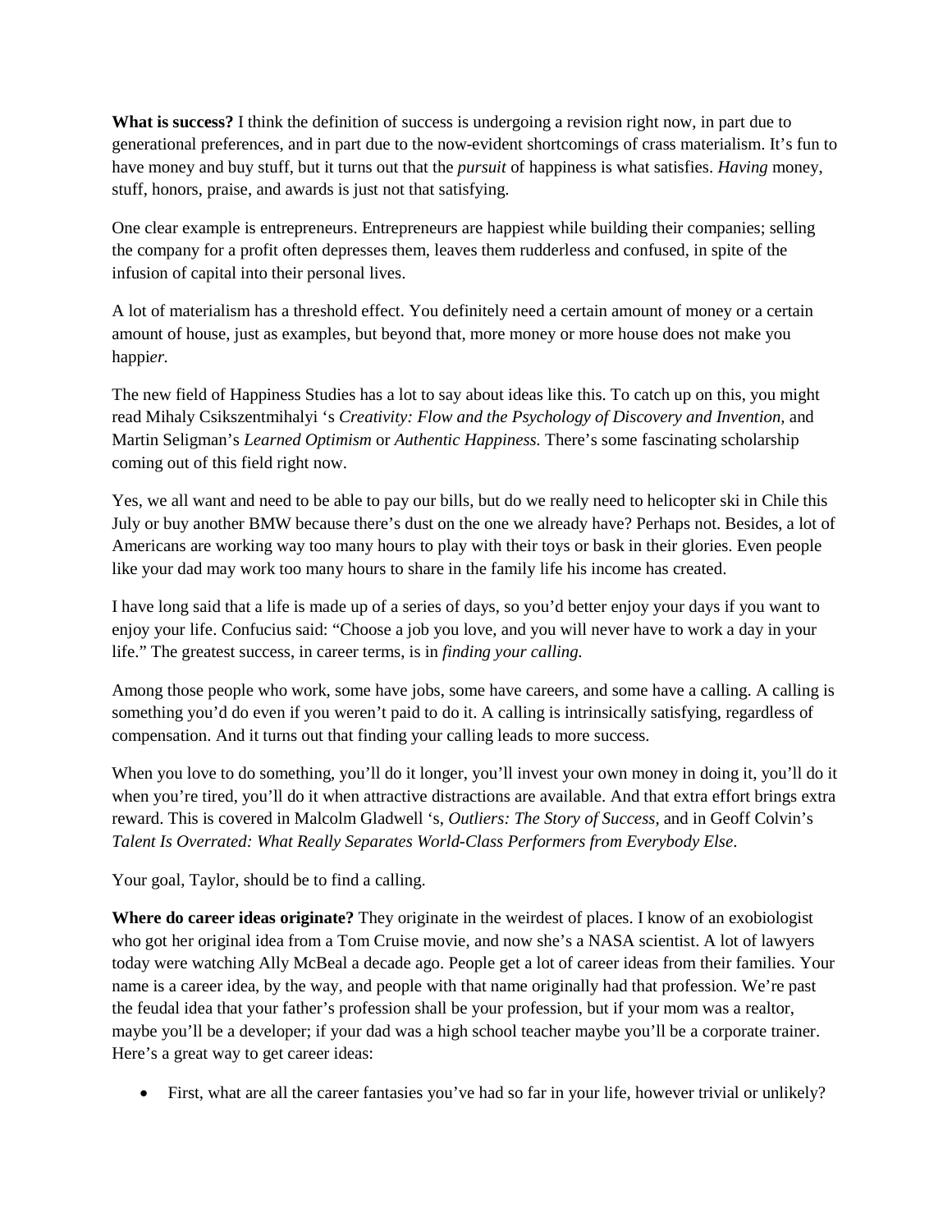**What is success?** I think the definition of success is undergoing a revision right now, in part due to generational preferences, and in part due to the now-evident shortcomings of crass materialism. It's fun to have money and buy stuff, but it turns out that the *pursuit* of happiness is what satisfies. *Having* money, stuff, honors, praise, and awards is just not that satisfying.

One clear example is entrepreneurs. Entrepreneurs are happiest while building their companies; selling the company for a profit often depresses them, leaves them rudderless and confused, in spite of the infusion of capital into their personal lives.

A lot of materialism has a threshold effect. You definitely need a certain amount of money or a certain amount of house, just as examples, but beyond that, more money or more house does not make you happi*er.*

The new field of Happiness Studies has a lot to say about ideas like this. To catch up on this, you might read Mihaly Csikszentmihalyi 's *Creativity: Flow and the Psychology of Discovery and Invention,* and Martin Seligman's *Learned Optimism* or *Authentic Happiness.* There's some fascinating scholarship coming out of this field right now.

Yes, we all want and need to be able to pay our bills, but do we really need to helicopter ski in Chile this July or buy another BMW because there's dust on the one we already have? Perhaps not. Besides, a lot of Americans are working way too many hours to play with their toys or bask in their glories. Even people like your dad may work too many hours to share in the family life his income has created.

I have long said that a life is made up of a series of days, so you'd better enjoy your days if you want to enjoy your life. Confucius said: "Choose a job you love, and you will never have to work a day in your life." The greatest success, in career terms, is in *finding your calling.*

Among those people who work, some have jobs, some have careers, and some have a calling. A calling is something you'd do even if you weren't paid to do it. A calling is intrinsically satisfying, regardless of compensation. And it turns out that finding your calling leads to more success.

When you love to do something, you'll do it longer, you'll invest your own money in doing it, you'll do it when you're tired, you'll do it when attractive distractions are available. And that extra effort brings extra reward. This is covered in Malcolm Gladwell 's, *Outliers: The Story of Success,* and in Geoff Colvin's *Talent Is Overrated: What Really Separates World-Class Performers from Everybody Else*.

Your goal, Taylor, should be to find a calling.

**Where do career ideas originate?** They originate in the weirdest of places. I know of an exobiologist who got her original idea from a Tom Cruise movie, and now she's a NASA scientist. A lot of lawyers today were watching Ally McBeal a decade ago. People get a lot of career ideas from their families. Your name is a career idea, by the way, and people with that name originally had that profession. We're past the feudal idea that your father's profession shall be your profession, but if your mom was a realtor, maybe you'll be a developer; if your dad was a high school teacher maybe you'll be a corporate trainer. Here's a great way to get career ideas:

- First, what are all the career fantasies you've had so far in your life, however trivial or unlikely?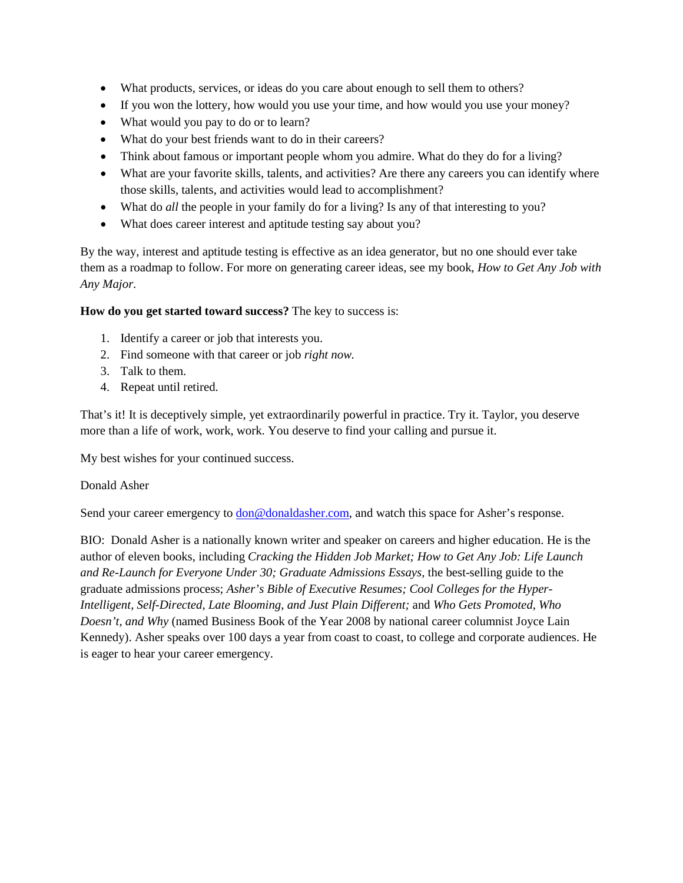- What products, services, or ideas do you care about enough to sell them to others?
- If you won the lottery, how would you use your time, and how would you use your money?
- What would you pay to do or to learn?
- What do your best friends want to do in their careers?
- Think about famous or important people whom you admire. What do they do for a living?
- What are your favorite skills, talents, and activities? Are there any careers you can identify where those skills, talents, and activities would lead to accomplishment?
- What do *all* the people in your family do for a living? Is any of that interesting to you?
- What does career interest and aptitude testing say about you?

By the way, interest and aptitude testing is effective as an idea generator, but no one should ever take them as a roadmap to follow. For more on generating career ideas, see my book, *How to Get Any Job with Any Major.*

**How do you get started toward success?** The key to success is:

1. Identify a career or job that interests you.
2. Find someone with that career or job *right now.*
3. Talk to them.
4. Repeat until retired.

That's it! It is deceptively simple, yet extraordinarily powerful in practice. Try it. Taylor, you deserve more than a life of work, work, work. You deserve to find your calling and pursue it.

My best wishes for your continued success.

Donald Asher

Send your career emergency to [don@donaldasher.com](mailto:don@donaldasher.com), and watch this space for Asher's response.

BIO: Donald Asher is a nationally known writer and speaker on careers and higher education. He is the author of eleven books, including *Cracking the Hidden Job Market; How to Get Any Job: Life Launch and Re-Launch for Everyone Under 30; Graduate Admissions Essays,* the best-selling guide to the graduate admissions process; *Asher's Bible of Executive Resumes; Cool Colleges for the Hyper-Intelligent, Self-Directed, Late Blooming, and Just Plain Different;* and *Who Gets Promoted, Who Doesn't, and Why* (named Business Book of the Year 2008 by national career columnist Joyce Lain Kennedy). Asher speaks over 100 days a year from coast to coast, to college and corporate audiences. He is eager to hear your career emergency.